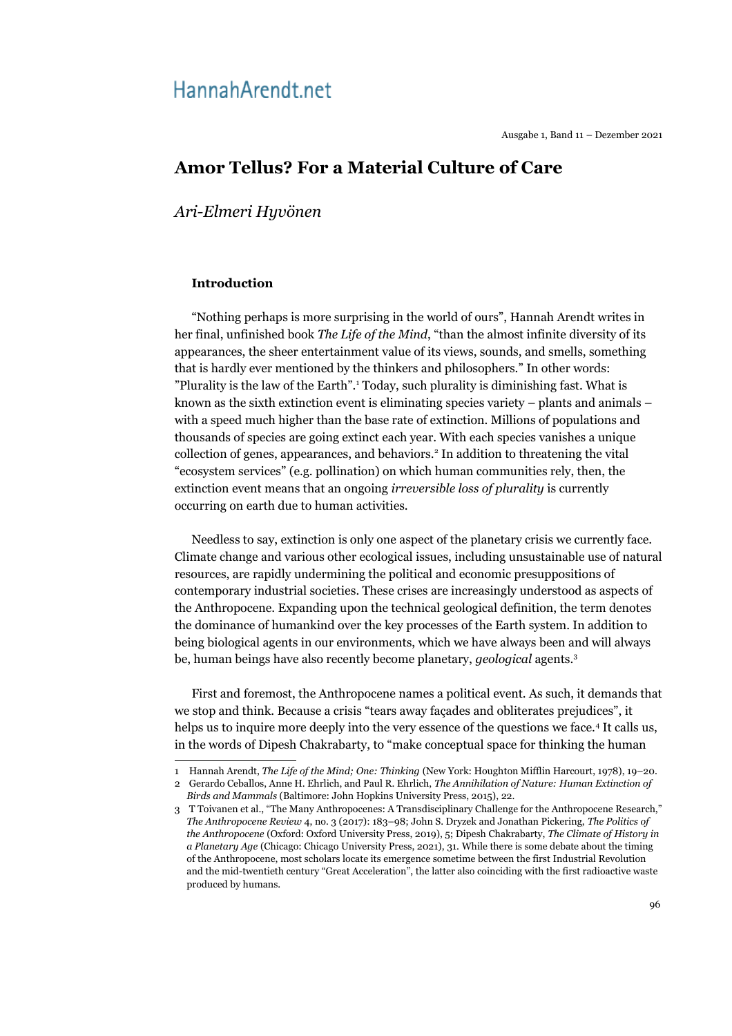# Amor Tellus? For a Material Culture of Care

*Ari-Elmeri Hyvönen*

## Introduction

"Nothing perhaps is more surprising in the world of ours", Hannah Arendt writes in her final, unfinished book *The Life of the Mind*, "than the almost infinite diversity of its appearances, the sheer entertainment value of its views, sounds, and smells, something that is hardly ever mentioned by the thinkers and philosophers." In other words: "Plurality is the law of the Earth".[1] Today, such plurality is diminishing fast. What is known as the sixth extinction event is eliminating species variety – plants and animals – with a speed much higher than the base rate of extinction. Millions of populations and thousands of species are going extinct each year. With each species vanishes a unique collection of genes, appearances, and behaviors.[2] In addition to threatening the vital "ecosystem services" (e.g. pollination) on which human communities rely, then, the extinction event means that an ongoing *irreversible loss of plurality* is currently occurring on earth due to human activities.

Needless to say, extinction is only one aspect of the planetary crisis we currently face. Climate change and various other ecological issues, including unsustainable use of natural resources, are rapidly undermining the political and economic presuppositions of contemporary industrial societies. These crises are increasingly understood as aspects of the Anthropocene. Expanding upon the technical geological definition, the term denotes the dominance of humankind over the key processes of the Earth system. In addition to being biological agents in our environments, which we have always been and will always be, human beings have also recently become planetary, *geological* agents.[3]

First and foremost, the Anthropocene names a political event. As such, it demands that we stop and think. Because a crisis "tears away façades and obliterates prejudices", it helps us to inquire more deeply into the very essence of the questions we face.[4] It calls us, in the words of Dipesh Chakrabarty, to "make conceptual space for thinking the human

---

1 Hannah Arendt, *The Life of the Mind; One: Thinking* (New York: Houghton Mifflin Harcourt, 1978), 19–20.

2 Gerardo Ceballos, Anne H. Ehrlich, and Paul R. Ehrlich, *The Annihilation of Nature: Human Extinction of Birds and Mammals* (Baltimore: John Hopkins University Press, 2015), 22.

3 T Toivanen et al., "The Many Anthropocenes: A Transdisciplinary Challenge for the Anthropocene Research," *The Anthropocene Review* 4, no. 3 (2017): 183–98; John S. Dryzek and Jonathan Pickering, *The Politics of the Anthropocene* (Oxford: Oxford University Press, 2019), 5; Dipesh Chakrabarty, *The Climate of History in a Planetary Age* (Chicago: Chicago University Press, 2021), 31. While there is some debate about the timing of the Anthropocene, most scholars locate its emergence sometime between the first Industrial Revolution and the mid-twentieth century "Great Acceleration", the latter also coinciding with the first radioactive waste produced by humans.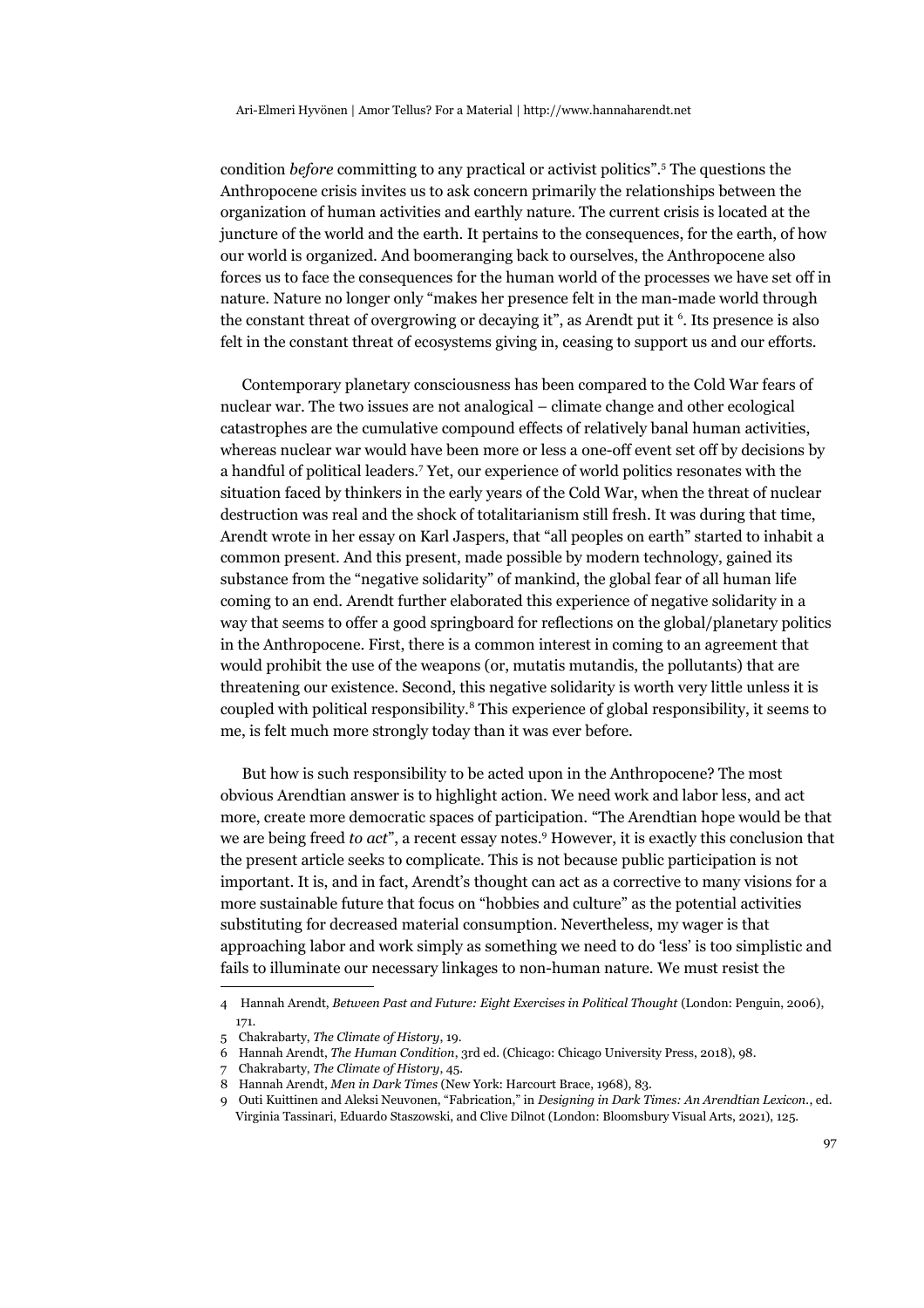condition *before* committing to any practical or activist politics".[5] The questions the Anthropocene crisis invites us to ask concern primarily the relationships between the organization of human activities and earthly nature. The current crisis is located at the juncture of the world and the earth. It pertains to the consequences, for the earth, of how our world is organized. And boomeranging back to ourselves, the Anthropocene also forces us to face the consequences for the human world of the processes we have set off in nature. Nature no longer only "makes her presence felt in the man-made world through the constant threat of overgrowing or decaying it", as Arendt put it [6]. Its presence is also felt in the constant threat of ecosystems giving in, ceasing to support us and our efforts.

Contemporary planetary consciousness has been compared to the Cold War fears of nuclear war. The two issues are not analogical – climate change and other ecological catastrophes are the cumulative compound effects of relatively banal human activities, whereas nuclear war would have been more or less a one-off event set off by decisions by a handful of political leaders.[7] Yet, our experience of world politics resonates with the situation faced by thinkers in the early years of the Cold War, when the threat of nuclear destruction was real and the shock of totalitarianism still fresh. It was during that time, Arendt wrote in her essay on Karl Jaspers, that "all peoples on earth" started to inhabit a common present. And this present, made possible by modern technology, gained its substance from the "negative solidarity" of mankind, the global fear of all human life coming to an end. Arendt further elaborated this experience of negative solidarity in a way that seems to offer a good springboard for reflections on the global/planetary politics in the Anthropocene. First, there is a common interest in coming to an agreement that would prohibit the use of the weapons (or, mutatis mutandis, the pollutants) that are threatening our existence. Second, this negative solidarity is worth very little unless it is coupled with political responsibility.[8] This experience of global responsibility, it seems to me, is felt much more strongly today than it was ever before.

But how is such responsibility to be acted upon in the Anthropocene? The most obvious Arendtian answer is to highlight action. We need work and labor less, and act more, create more democratic spaces of participation. "The Arendtian hope would be that we are being freed *to act*", a recent essay notes.[9] However, it is exactly this conclusion that the present article seeks to complicate. This is not because public participation is not important. It is, and in fact, Arendt's thought can act as a corrective to many visions for a more sustainable future that focus on "hobbies and culture" as the potential activities substituting for decreased material consumption. Nevertheless, my wager is that approaching labor and work simply as something we need to do 'less' is too simplistic and fails to illuminate our necessary linkages to non-human nature. We must resist the

---

4 Hannah Arendt, *Between Past and Future: Eight Exercises in Political Thought* (London: Penguin, 2006), 171.

5 Chakrabarty, *The Climate of History*, 19.

6 Hannah Arendt, *The Human Condition*, 3rd ed. (Chicago: Chicago University Press, 2018), 98.

7 Chakrabarty, *The Climate of History*, 45.

8 Hannah Arendt, *Men in Dark Times* (New York: Harcourt Brace, 1968), 83.

9 Outi Kuittinen and Aleksi Neuvonen, "Fabrication," in *Designing in Dark Times: An Arendtian Lexicon.*, ed. Virginia Tassinari, Eduardo Staszowski, and Clive Dilnot (London: Bloomsbury Visual Arts, 2021), 125.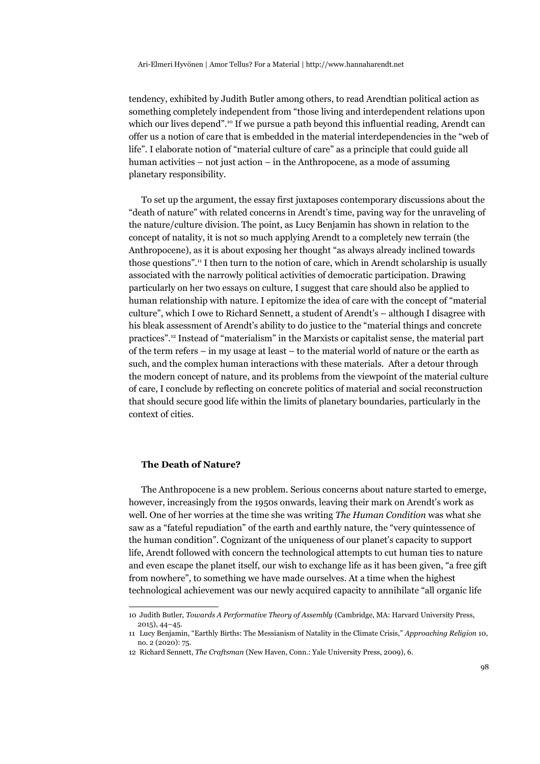tendency, exhibited by Judith Butler among others, to read Arendtian political action as something completely independent from "those living and interdependent relations upon which our lives depend".[10] If we pursue a path beyond this influential reading, Arendt can offer us a notion of care that is embedded in the material interdependencies in the "web of life". I elaborate notion of "material culture of care" as a principle that could guide all human activities – not just action – in the Anthropocene, as a mode of assuming planetary responsibility.

To set up the argument, the essay first juxtaposes contemporary discussions about the "death of nature" with related concerns in Arendt's time, paving way for the unraveling of the nature/culture division. The point, as Lucy Benjamin has shown in relation to the concept of natality, it is not so much applying Arendt to a completely new terrain (the Anthropocene), as it is about exposing her thought "as always already inclined towards those questions".[11] I then turn to the notion of care, which in Arendt scholarship is usually associated with the narrowly political activities of democratic participation. Drawing particularly on her two essays on culture, I suggest that care should also be applied to human relationship with nature. I epitomize the idea of care with the concept of "material culture", which I owe to Richard Sennett, a student of Arendt's – although I disagree with his bleak assessment of Arendt's ability to do justice to the "material things and concrete practices".[12] Instead of "materialism" in the Marxists or capitalist sense, the material part of the term refers – in my usage at least – to the material world of nature or the earth as such, and the complex human interactions with these materials. After a detour through the modern concept of nature, and its problems from the viewpoint of the material culture of care, I conclude by reflecting on concrete politics of material and social reconstruction that should secure good life within the limits of planetary boundaries, particularly in the context of cities.

## The Death of Nature?

The Anthropocene is a new problem. Serious concerns about nature started to emerge, however, increasingly from the 1950s onwards, leaving their mark on Arendt's work as well. One of her worries at the time she was writing *The Human Condition* was what she saw as a "fateful repudiation" of the earth and earthly nature, the "very quintessence of the human condition". Cognizant of the uniqueness of our planet's capacity to support life, Arendt followed with concern the technological attempts to cut human ties to nature and even escape the planet itself, our wish to exchange life as it has been given, "a free gift from nowhere", to something we have made ourselves. At a time when the highest technological achievement was our newly acquired capacity to annihilate "all organic life

---

10 Judith Butler, *Towards A Performative Theory of Assembly* (Cambridge, MA: Harvard University Press, 2015), 44–45.

11 Lucy Benjamin, "Earthly Births: The Messianism of Natality in the Climate Crisis," *Approaching Religion* 10, no. 2 (2020): 75.

12 Richard Sennett, *The Craftsman* (New Haven, Conn.: Yale University Press, 2009), 6.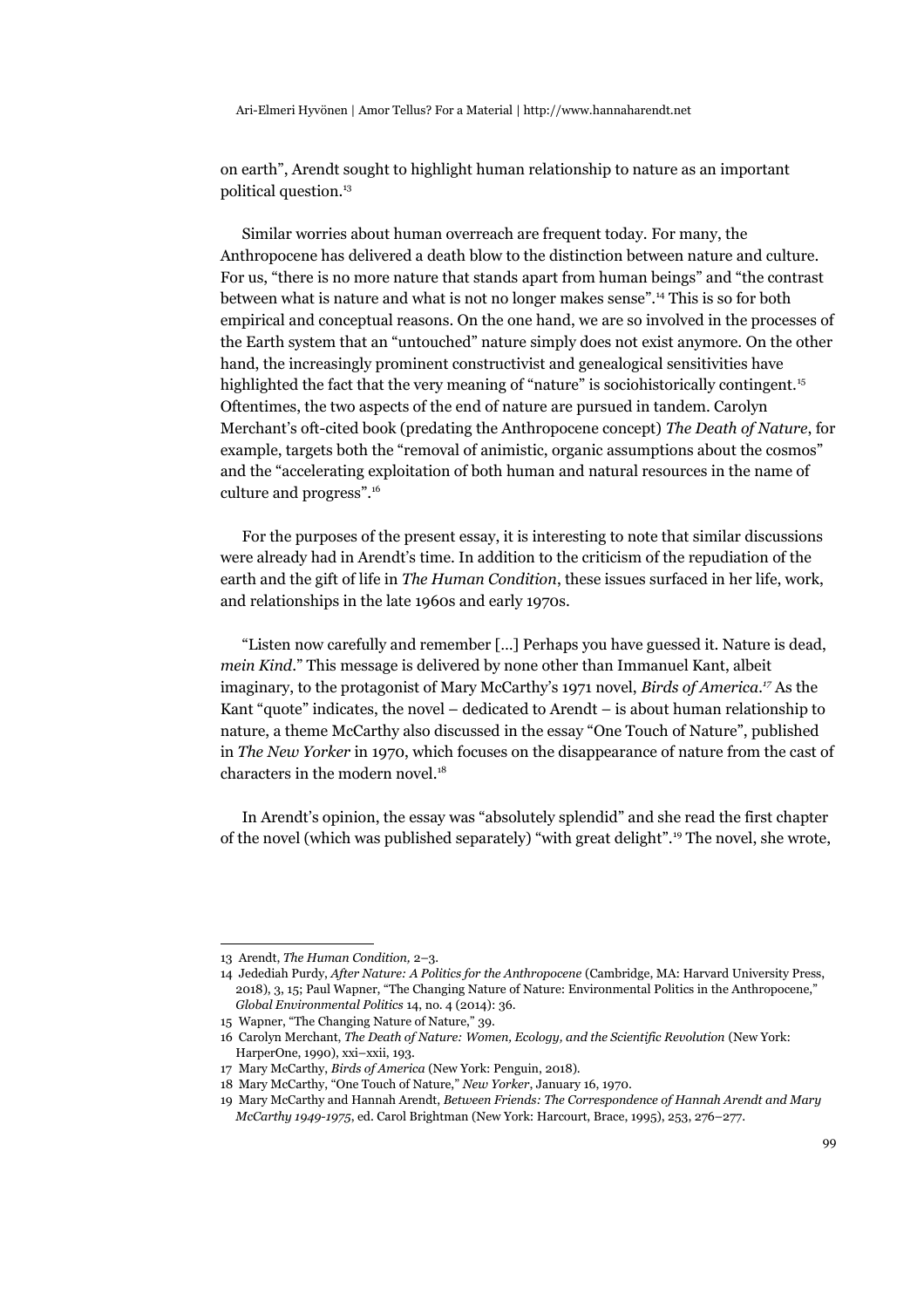on earth", Arendt sought to highlight human relationship to nature as an important political question.[13]

Similar worries about human overreach are frequent today. For many, the Anthropocene has delivered a death blow to the distinction between nature and culture. For us, "there is no more nature that stands apart from human beings" and "the contrast between what is nature and what is not no longer makes sense".[14] This is so for both empirical and conceptual reasons. On the one hand, we are so involved in the processes of the Earth system that an "untouched" nature simply does not exist anymore. On the other hand, the increasingly prominent constructivist and genealogical sensitivities have highlighted the fact that the very meaning of "nature" is sociohistorically contingent.[15] Oftentimes, the two aspects of the end of nature are pursued in tandem. Carolyn Merchant's oft-cited book (predating the Anthropocene concept) *The Death of Nature*, for example, targets both the "removal of animistic, organic assumptions about the cosmos" and the "accelerating exploitation of both human and natural resources in the name of culture and progress".[16]

For the purposes of the present essay, it is interesting to note that similar discussions were already had in Arendt's time. In addition to the criticism of the repudiation of the earth and the gift of life in *The Human Condition*, these issues surfaced in her life, work, and relationships in the late 1960s and early 1970s.

"Listen now carefully and remember [...] Perhaps you have guessed it. Nature is dead, *mein Kind*." This message is delivered by none other than Immanuel Kant, albeit imaginary, to the protagonist of Mary McCarthy's 1971 novel, *Birds of America*.[17] As the Kant "quote" indicates, the novel – dedicated to Arendt – is about human relationship to nature, a theme McCarthy also discussed in the essay "One Touch of Nature", published in *The New Yorker* in 1970, which focuses on the disappearance of nature from the cast of characters in the modern novel.[18]

In Arendt's opinion, the essay was "absolutely splendid" and she read the first chapter of the novel (which was published separately) "with great delight".[19] The novel, she wrote,

---

13 Arendt, *The Human Condition*, 2–3.

14 Jedediah Purdy, *After Nature: A Politics for the Anthropocene* (Cambridge, MA: Harvard University Press, 2018), 3, 15; Paul Wapner, "The Changing Nature of Nature: Environmental Politics in the Anthropocene," *Global Environmental Politics* 14, no. 4 (2014): 36.

15 Wapner, "The Changing Nature of Nature," 39.

16 Carolyn Merchant, *The Death of Nature: Women, Ecology, and the Scientific Revolution* (New York: HarperOne, 1990), xxi–xxii, 193.

17 Mary McCarthy, *Birds of America* (New York: Penguin, 2018).

18 Mary McCarthy, "One Touch of Nature," *New Yorker*, January 16, 1970.

19 Mary McCarthy and Hannah Arendt, *Between Friends: The Correspondence of Hannah Arendt and Mary McCarthy 1949-1975*, ed. Carol Brightman (New York: Harcourt, Brace, 1995), 253, 276–277.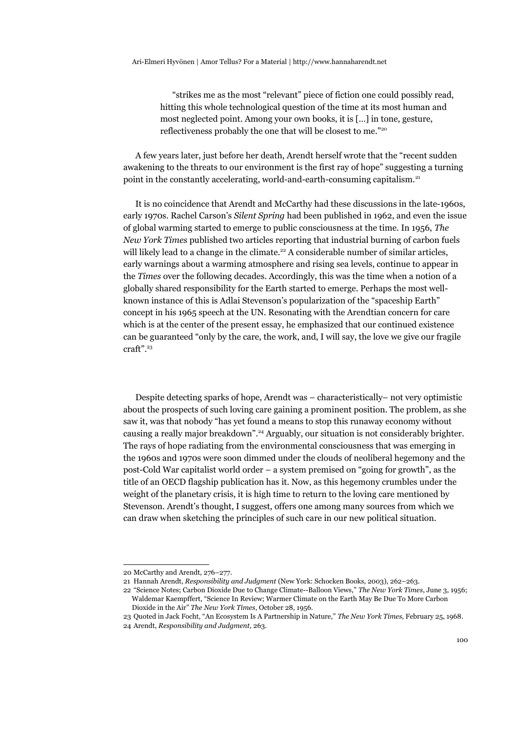> "strikes me as the most "relevant" piece of fiction one could possibly read, hitting this whole technological question of the time at its most human and most neglected point. Among your own books, it is […] in tone, gesture, reflectiveness probably the one that will be closest to me."[20]

A few years later, just before her death, Arendt herself wrote that the "recent sudden awakening to the threats to our environment is the first ray of hope" suggesting a turning point in the constantly accelerating, world-and-earth-consuming capitalism.[21]

It is no coincidence that Arendt and McCarthy had these discussions in the late-1960s, early 1970s. Rachel Carson's *Silent Spring* had been published in 1962, and even the issue of global warming started to emerge to public consciousness at the time. In 1956, *The New York Times* published two articles reporting that industrial burning of carbon fuels will likely lead to a change in the climate.[22] A considerable number of similar articles, early warnings about a warming atmosphere and rising sea levels, continue to appear in the *Times* over the following decades. Accordingly, this was the time when a notion of a globally shared responsibility for the Earth started to emerge. Perhaps the most well-known instance of this is Adlai Stevenson's popularization of the "spaceship Earth" concept in his 1965 speech at the UN. Resonating with the Arendtian concern for care which is at the center of the present essay, he emphasized that our continued existence can be guaranteed "only by the care, the work, and, I will say, the love we give our fragile craft".[23]

Despite detecting sparks of hope, Arendt was – characteristically– not very optimistic about the prospects of such loving care gaining a prominent position. The problem, as she saw it, was that nobody "has yet found a means to stop this runaway economy without causing a really major breakdown".[24] Arguably, our situation is not considerably brighter. The rays of hope radiating from the environmental consciousness that was emerging in the 1960s and 1970s were soon dimmed under the clouds of neoliberal hegemony and the post-Cold War capitalist world order – a system premised on "going for growth", as the title of an OECD flagship publication has it. Now, as this hegemony crumbles under the weight of the planetary crisis, it is high time to return to the loving care mentioned by Stevenson. Arendt's thought, I suggest, offers one among many sources from which we can draw when sketching the principles of such care in our new political situation.

---

20 McCarthy and Arendt, 276–277.

21 Hannah Arendt, *Responsibility and Judgment* (New York: Schocken Books, 2003), 262–263.

22 "Science Notes; Carbon Dioxide Due to Change Climate--Balloon Views," *The New York Times*, June 3, 1956; Waldemar Kaempffert, "Science In Review; Warmer Climate on the Earth May Be Due To More Carbon Dioxide in the Air" *The New York Times*, October 28, 1956.

23 Quoted in Jack Focht, "An Ecosystem Is A Partnership in Nature," *The New York Times*, February 25, 1968.

24 Arendt, *Responsibility and Judgment*, 263.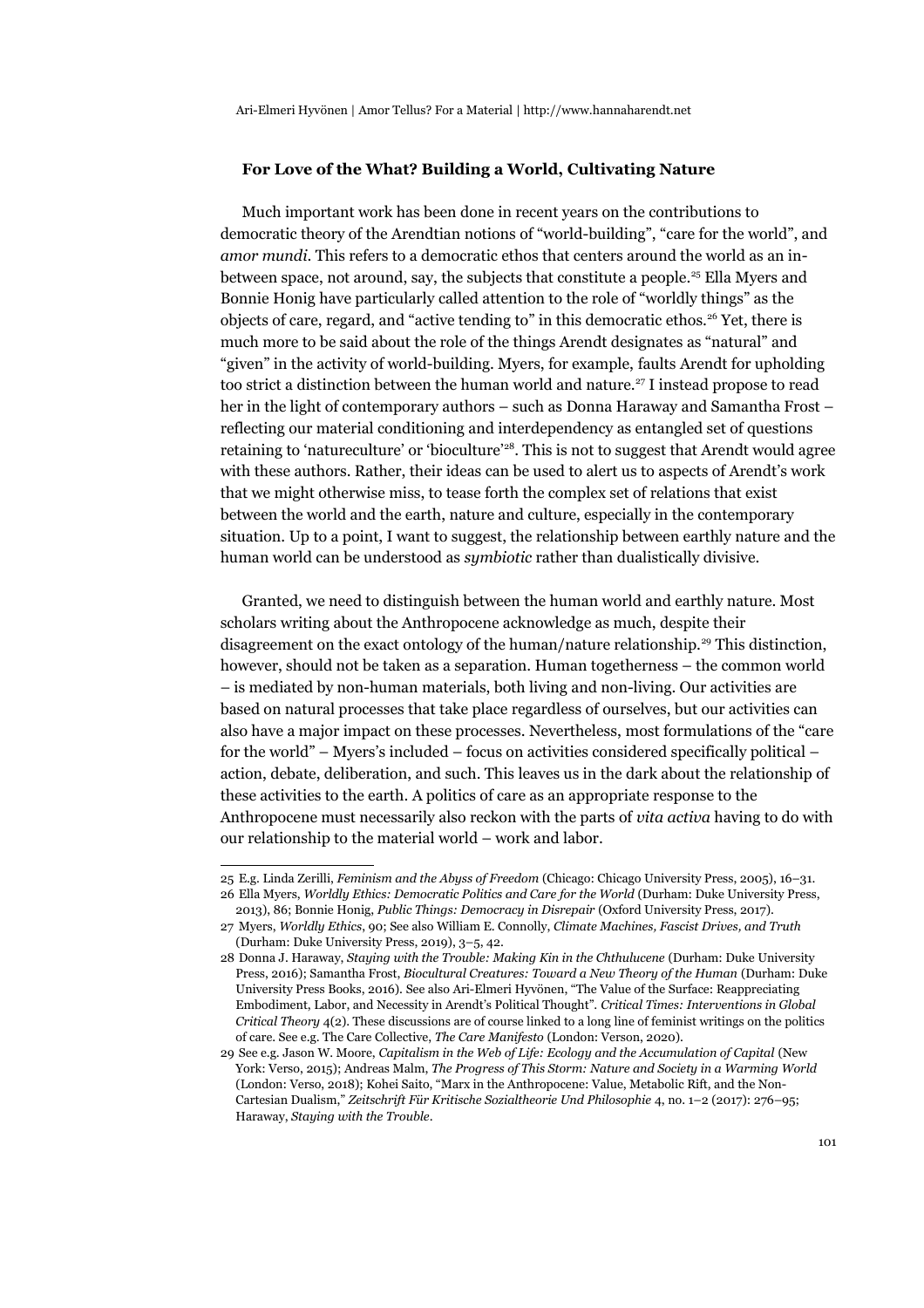### For Love of the What? Building a World, Cultivating Nature

Much important work has been done in recent years on the contributions to democratic theory of the Arendtian notions of "world-building", "care for the world", and *amor mundi*. This refers to a democratic ethos that centers around the world as an in-between space, not around, say, the subjects that constitute a people.[25] Ella Myers and Bonnie Honig have particularly called attention to the role of "worldly things" as the objects of care, regard, and "active tending to" in this democratic ethos.[26] Yet, there is much more to be said about the role of the things Arendt designates as "natural" and "given" in the activity of world-building. Myers, for example, faults Arendt for upholding too strict a distinction between the human world and nature.[27] I instead propose to read her in the light of contemporary authors – such as Donna Haraway and Samantha Frost – reflecting our material conditioning and interdependency as entangled set of questions retaining to 'natureculture' or 'bioculture'[28]. This is not to suggest that Arendt would agree with these authors. Rather, their ideas can be used to alert us to aspects of Arendt's work that we might otherwise miss, to tease forth the complex set of relations that exist between the world and the earth, nature and culture, especially in the contemporary situation. Up to a point, I want to suggest, the relationship between earthly nature and the human world can be understood as *symbiotic* rather than dualistically divisive.

Granted, we need to distinguish between the human world and earthly nature. Most scholars writing about the Anthropocene acknowledge as much, despite their disagreement on the exact ontology of the human/nature relationship.[29] This distinction, however, should not be taken as a separation. Human togetherness – the common world – is mediated by non-human materials, both living and non-living. Our activities are based on natural processes that take place regardless of ourselves, but our activities can also have a major impact on these processes. Nevertheless, most formulations of the "care for the world" – Myers's included – focus on activities considered specifically political – action, debate, deliberation, and such. This leaves us in the dark about the relationship of these activities to the earth. A politics of care as an appropriate response to the Anthropocene must necessarily also reckon with the parts of *vita activa* having to do with our relationship to the material world – work and labor.

---

25 E.g. Linda Zerilli, *Feminism and the Abyss of Freedom* (Chicago: Chicago University Press, 2005), 16–31.

26 Ella Myers, *Worldly Ethics: Democratic Politics and Care for the World* (Durham: Duke University Press, 2013), 86; Bonnie Honig, *Public Things: Democracy in Disrepair* (Oxford University Press, 2017).

27 Myers, *Worldly Ethics*, 90; See also William E. Connolly, *Climate Machines, Fascist Drives, and Truth* (Durham: Duke University Press, 2019), 3–5, 42.

28 Donna J. Haraway, *Staying with the Trouble: Making Kin in the Chthulucene* (Durham: Duke University Press, 2016); Samantha Frost, *Biocultural Creatures: Toward a New Theory of the Human* (Durham: Duke University Press Books, 2016). See also Ari-Elmeri Hyvönen, "The Value of the Surface: Reappreciating Embodiment, Labor, and Necessity in Arendt's Political Thought". *Critical Times: Interventions in Global Critical Theory* 4(2). These discussions are of course linked to a long line of feminist writings on the politics of care. See e.g. The Care Collective, *The Care Manifesto* (London: Verson, 2020).

29 See e.g. Jason W. Moore, *Capitalism in the Web of Life: Ecology and the Accumulation of Capital* (New York: Verso, 2015); Andreas Malm, *The Progress of This Storm: Nature and Society in a Warming World* (London: Verso, 2018); Kohei Saito, "Marx in the Anthropocene: Value, Metabolic Rift, and the Non-Cartesian Dualism," *Zeitschrift Für Kritische Sozialtheorie Und Philosophie* 4, no. 1–2 (2017): 276–95; Haraway, *Staying with the Trouble*.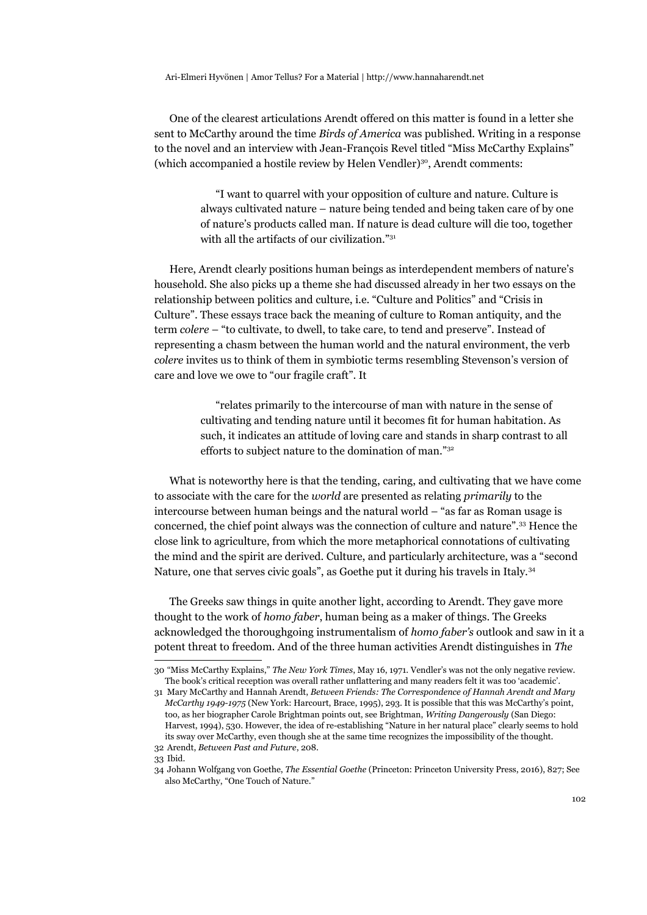One of the clearest articulations Arendt offered on this matter is found in a letter she sent to McCarthy around the time *Birds of America* was published. Writing in a response to the novel and an interview with Jean-François Revel titled "Miss McCarthy Explains" (which accompanied a hostile review by Helen Vendler)[30], Arendt comments:

> "I want to quarrel with your opposition of culture and nature. Culture is always cultivated nature – nature being tended and being taken care of by one of nature's products called man. If nature is dead culture will die too, together with all the artifacts of our civilization."[31]

Here, Arendt clearly positions human beings as interdependent members of nature's household. She also picks up a theme she had discussed already in her two essays on the relationship between politics and culture, i.e. "Culture and Politics" and "Crisis in Culture". These essays trace back the meaning of culture to Roman antiquity, and the term *colere* – "to cultivate, to dwell, to take care, to tend and preserve". Instead of representing a chasm between the human world and the natural environment, the verb *colere* invites us to think of them in symbiotic terms resembling Stevenson's version of care and love we owe to "our fragile craft". It

> "relates primarily to the intercourse of man with nature in the sense of cultivating and tending nature until it becomes fit for human habitation. As such, it indicates an attitude of loving care and stands in sharp contrast to all efforts to subject nature to the domination of man."[32]

What is noteworthy here is that the tending, caring, and cultivating that we have come to associate with the care for the *world* are presented as relating *primarily* to the intercourse between human beings and the natural world – "as far as Roman usage is concerned, the chief point always was the connection of culture and nature".[33] Hence the close link to agriculture, from which the more metaphorical connotations of cultivating the mind and the spirit are derived. Culture, and particularly architecture, was a "second Nature, one that serves civic goals", as Goethe put it during his travels in Italy.[34]

The Greeks saw things in quite another light, according to Arendt. They gave more thought to the work of *homo faber*, human being as a maker of things. The Greeks acknowledged the thoroughgoing instrumentalism of *homo faber's* outlook and saw in it a potent threat to freedom. And of the three human activities Arendt distinguishes in *The*

---

30 "Miss McCarthy Explains," *The New York Times*, May 16, 1971. Vendler's was not the only negative review. The book's critical reception was overall rather unflattering and many readers felt it was too 'academic'.

31 Mary McCarthy and Hannah Arendt, *Between Friends: The Correspondence of Hannah Arendt and Mary McCarthy 1949-1975* (New York: Harcourt, Brace, 1995), 293. It is possible that this was McCarthy's point, too, as her biographer Carole Brightman points out, see Brightman, *Writing Dangerously* (San Diego: Harvest, 1994), 530. However, the idea of re-establishing "Nature in her natural place" clearly seems to hold its sway over McCarthy, even though she at the same time recognizes the impossibility of the thought.

32 Arendt, *Between Past and Future*, 208.

33 Ibid.

34 Johann Wolfgang von Goethe, *The Essential Goethe* (Princeton: Princeton University Press, 2016), 827; See also McCarthy, "One Touch of Nature."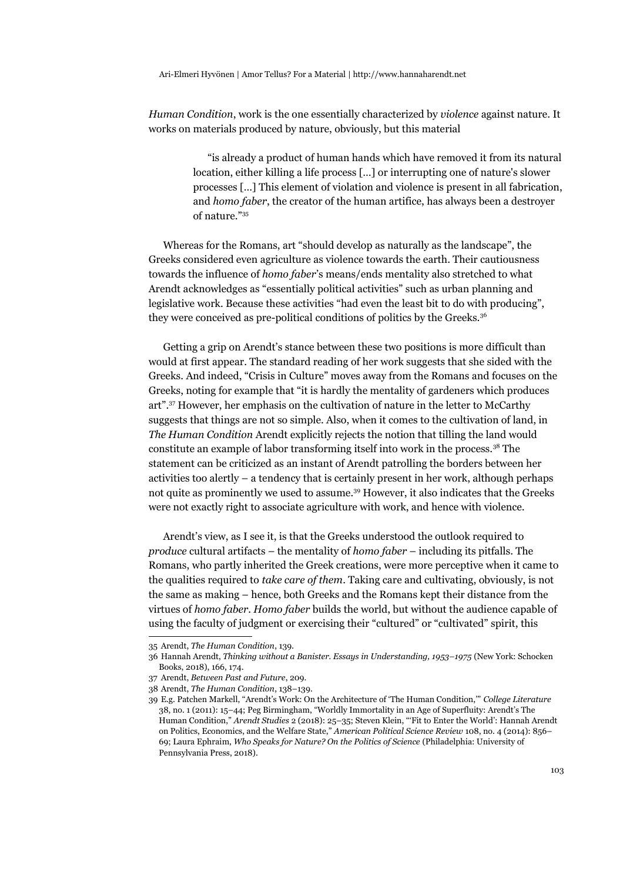*Human Condition*, work is the one essentially characterized by *violence* against nature. It works on materials produced by nature, obviously, but this material

> "is already a product of human hands which have removed it from its natural location, either killing a life process [...] or interrupting one of nature's slower processes [...] This element of violation and violence is present in all fabrication, and *homo faber*, the creator of the human artifice, has always been a destroyer of nature."[35]

Whereas for the Romans, art "should develop as naturally as the landscape", the Greeks considered even agriculture as violence towards the earth. Their cautiousness towards the influence of *homo faber*'s means/ends mentality also stretched to what Arendt acknowledges as "essentially political activities" such as urban planning and legislative work. Because these activities "had even the least bit to do with producing", they were conceived as pre-political conditions of politics by the Greeks.[36]

Getting a grip on Arendt's stance between these two positions is more difficult than would at first appear. The standard reading of her work suggests that she sided with the Greeks. And indeed, "Crisis in Culture" moves away from the Romans and focuses on the Greeks, noting for example that "it is hardly the mentality of gardeners which produces art".[37] However, her emphasis on the cultivation of nature in the letter to McCarthy suggests that things are not so simple. Also, when it comes to the cultivation of land, in *The Human Condition* Arendt explicitly rejects the notion that tilling the land would constitute an example of labor transforming itself into work in the process.[38] The statement can be criticized as an instant of Arendt patrolling the borders between her activities too alertly – a tendency that is certainly present in her work, although perhaps not quite as prominently we used to assume.[39] However, it also indicates that the Greeks were not exactly right to associate agriculture with work, and hence with violence.

Arendt's view, as I see it, is that the Greeks understood the outlook required to *produce* cultural artifacts – the mentality of *homo faber* – including its pitfalls. The Romans, who partly inherited the Greek creations, were more perceptive when it came to the qualities required to *take care of them*. Taking care and cultivating, obviously, is not the same as making – hence, both Greeks and the Romans kept their distance from the virtues of *homo faber*. *Homo faber* builds the world, but without the audience capable of using the faculty of judgment or exercising their "cultured" or "cultivated" spirit, this

---

35 Arendt, *The Human Condition*, 139.

36 Hannah Arendt, *Thinking without a Banister. Essays in Understanding, 1953–1975* (New York: Schocken Books, 2018), 166, 174.

37 Arendt, *Between Past and Future*, 209.

38 Arendt, *The Human Condition*, 138–139.

39 E.g. Patchen Markell, "Arendt's Work: On the Architecture of 'The Human Condition,'" *College Literature* 38, no. 1 (2011): 15–44; Peg Birmingham, "Worldly Immortality in an Age of Superfluity: Arendt's The Human Condition," *Arendt Studies* 2 (2018): 25–35; Steven Klein, "'Fit to Enter the World': Hannah Arendt on Politics, Economics, and the Welfare State," *American Political Science Review* 108, no. 4 (2014): 856–69; Laura Ephraim, *Who Speaks for Nature? On the Politics of Science* (Philadelphia: University of Pennsylvania Press, 2018).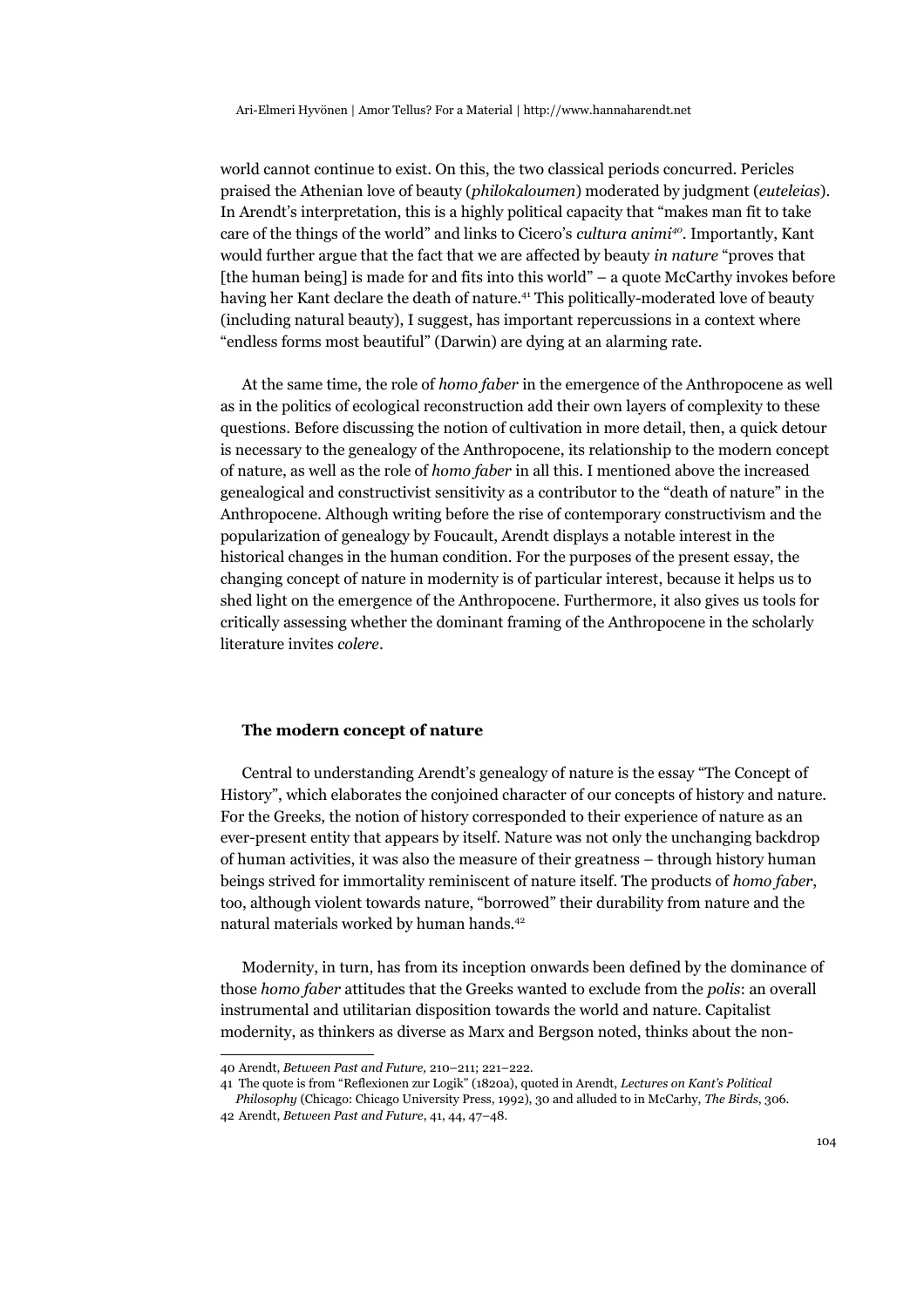world cannot continue to exist. On this, the two classical periods concurred. Pericles praised the Athenian love of beauty (*philokaloumen*) moderated by judgment (*euteleias*). In Arendt's interpretation, this is a highly political capacity that "makes man fit to take care of the things of the world" and links to Cicero's *cultura animi*[40]. Importantly, Kant would further argue that the fact that we are affected by beauty *in nature* "proves that [the human being] is made for and fits into this world" – a quote McCarthy invokes before having her Kant declare the death of nature.[41] This politically-moderated love of beauty (including natural beauty), I suggest, has important repercussions in a context where "endless forms most beautiful" (Darwin) are dying at an alarming rate.

At the same time, the role of *homo faber* in the emergence of the Anthropocene as well as in the politics of ecological reconstruction add their own layers of complexity to these questions. Before discussing the notion of cultivation in more detail, then, a quick detour is necessary to the genealogy of the Anthropocene, its relationship to the modern concept of nature, as well as the role of *homo faber* in all this. I mentioned above the increased genealogical and constructivist sensitivity as a contributor to the "death of nature" in the Anthropocene. Although writing before the rise of contemporary constructivism and the popularization of genealogy by Foucault, Arendt displays a notable interest in the historical changes in the human condition. For the purposes of the present essay, the changing concept of nature in modernity is of particular interest, because it helps us to shed light on the emergence of the Anthropocene. Furthermore, it also gives us tools for critically assessing whether the dominant framing of the Anthropocene in the scholarly literature invites *colere*.

### The modern concept of nature

Central to understanding Arendt's genealogy of nature is the essay "The Concept of History", which elaborates the conjoined character of our concepts of history and nature. For the Greeks, the notion of history corresponded to their experience of nature as an ever-present entity that appears by itself. Nature was not only the unchanging backdrop of human activities, it was also the measure of their greatness – through history human beings strived for immortality reminiscent of nature itself. The products of *homo faber*, too, although violent towards nature, "borrowed" their durability from nature and the natural materials worked by human hands.[42]

Modernity, in turn, has from its inception onwards been defined by the dominance of those *homo faber* attitudes that the Greeks wanted to exclude from the *polis*: an overall instrumental and utilitarian disposition towards the world and nature. Capitalist modernity, as thinkers as diverse as Marx and Bergson noted, thinks about the non-

---

40 Arendt, *Between Past and Future*, 210–211; 221–222.

41 The quote is from "Reflexionen zur Logik" (1820a), quoted in Arendt, *Lectures on Kant's Political Philosophy* (Chicago: Chicago University Press, 1992), 30 and alluded to in McCarhy, *The Birds*, 306.

42 Arendt, *Between Past and Future*, 41, 44, 47–48.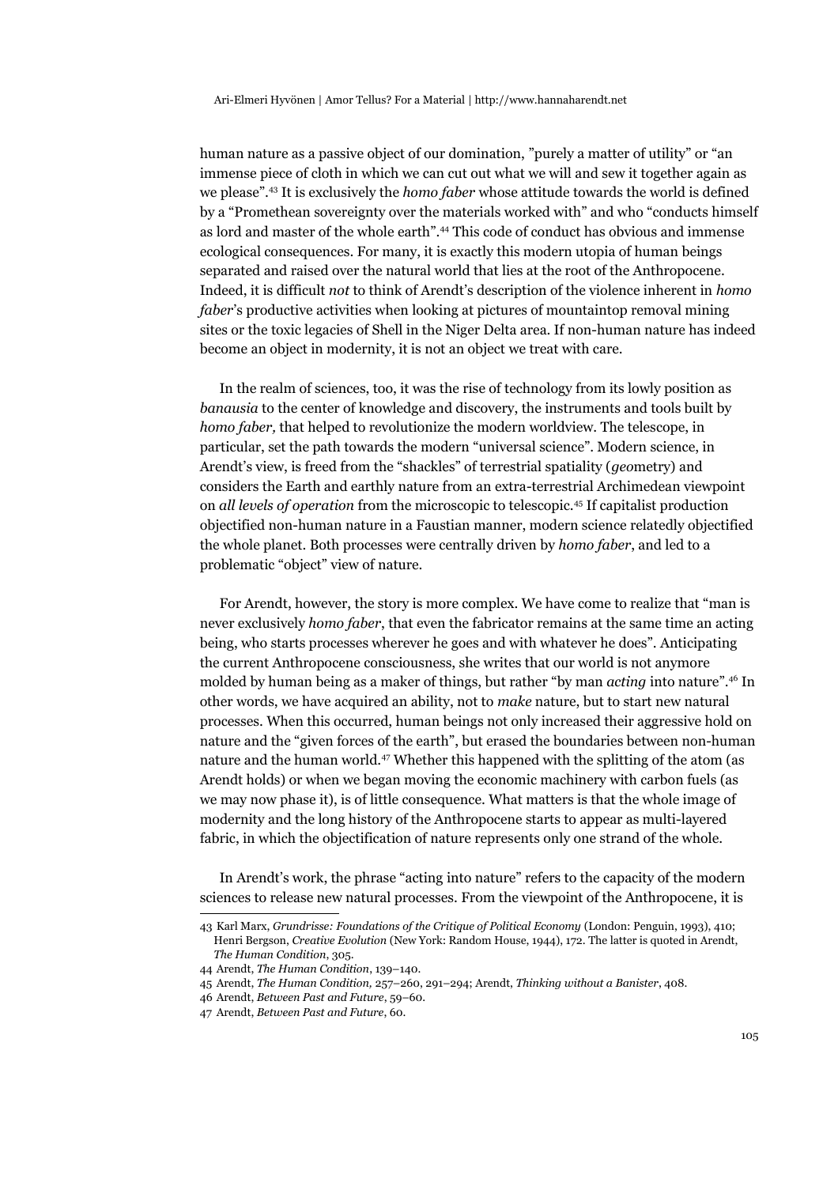human nature as a passive object of our domination, "purely a matter of utility" or "an immense piece of cloth in which we can cut out what we will and sew it together again as we please".[43] It is exclusively the *homo faber* whose attitude towards the world is defined by a "Promethean sovereignty over the materials worked with" and who "conducts himself as lord and master of the whole earth".[44] This code of conduct has obvious and immense ecological consequences. For many, it is exactly this modern utopia of human beings separated and raised over the natural world that lies at the root of the Anthropocene. Indeed, it is difficult *not* to think of Arendt's description of the violence inherent in *homo faber*'s productive activities when looking at pictures of mountaintop removal mining sites or the toxic legacies of Shell in the Niger Delta area. If non-human nature has indeed become an object in modernity, it is not an object we treat with care.

In the realm of sciences, too, it was the rise of technology from its lowly position as *banausia* to the center of knowledge and discovery, the instruments and tools built by *homo faber,* that helped to revolutionize the modern worldview. The telescope, in particular, set the path towards the modern "universal science". Modern science, in Arendt's view, is freed from the "shackles" of terrestrial spatiality (*geo*metry) and considers the Earth and earthly nature from an extra-terrestrial Archimedean viewpoint on *all levels of operation* from the microscopic to telescopic.[45] If capitalist production objectified non-human nature in a Faustian manner, modern science relatedly objectified the whole planet. Both processes were centrally driven by *homo faber*, and led to a problematic "object" view of nature.

For Arendt, however, the story is more complex. We have come to realize that "man is never exclusively *homo faber*, that even the fabricator remains at the same time an acting being, who starts processes wherever he goes and with whatever he does". Anticipating the current Anthropocene consciousness, she writes that our world is not anymore molded by human being as a maker of things, but rather "by man *acting* into nature".[46] In other words, we have acquired an ability, not to *make* nature, but to start new natural processes. When this occurred, human beings not only increased their aggressive hold on nature and the "given forces of the earth", but erased the boundaries between non-human nature and the human world.[47] Whether this happened with the splitting of the atom (as Arendt holds) or when we began moving the economic machinery with carbon fuels (as we may now phase it), is of little consequence. What matters is that the whole image of modernity and the long history of the Anthropocene starts to appear as multi-layered fabric, in which the objectification of nature represents only one strand of the whole.

In Arendt's work, the phrase "acting into nature" refers to the capacity of the modern sciences to release new natural processes. From the viewpoint of the Anthropocene, it is

43 Karl Marx, *Grundrisse: Foundations of the Critique of Political Economy* (London: Penguin, 1993), 410; Henri Bergson, *Creative Evolution* (New York: Random House, 1944), 172. The latter is quoted in Arendt, *The Human Condition*, 305.

44 Arendt, *The Human Condition*, 139–140.

45 Arendt, *The Human Condition,* 257–260, 291–294; Arendt, *Thinking without a Banister*, 408.

46 Arendt, *Between Past and Future*, 59–60.

47 Arendt, *Between Past and Future*, 60.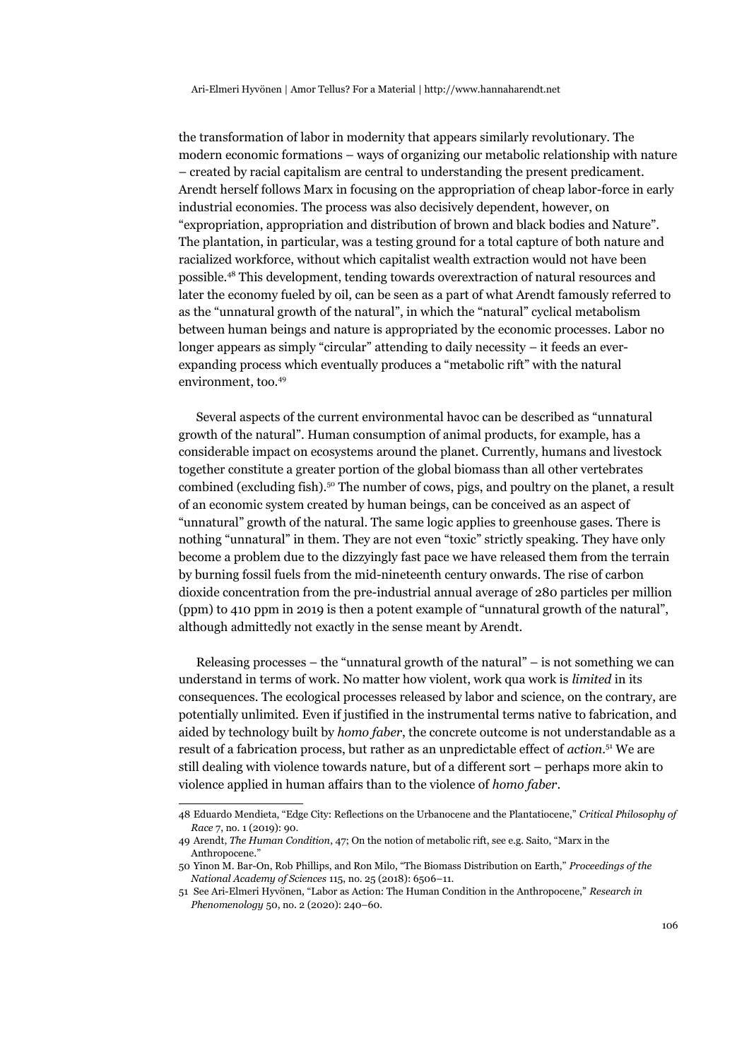the transformation of labor in modernity that appears similarly revolutionary. The modern economic formations – ways of organizing our metabolic relationship with nature – created by racial capitalism are central to understanding the present predicament. Arendt herself follows Marx in focusing on the appropriation of cheap labor-force in early industrial economies. The process was also decisively dependent, however, on "expropriation, appropriation and distribution of brown and black bodies and Nature". The plantation, in particular, was a testing ground for a total capture of both nature and racialized workforce, without which capitalist wealth extraction would not have been possible.[48] This development, tending towards overextraction of natural resources and later the economy fueled by oil, can be seen as a part of what Arendt famously referred to as the "unnatural growth of the natural", in which the "natural" cyclical metabolism between human beings and nature is appropriated by the economic processes. Labor no longer appears as simply "circular" attending to daily necessity – it feeds an ever-expanding process which eventually produces a "metabolic rift" with the natural environment, too.[49]

Several aspects of the current environmental havoc can be described as "unnatural growth of the natural". Human consumption of animal products, for example, has a considerable impact on ecosystems around the planet. Currently, humans and livestock together constitute a greater portion of the global biomass than all other vertebrates combined (excluding fish).[50] The number of cows, pigs, and poultry on the planet, a result of an economic system created by human beings, can be conceived as an aspect of "unnatural" growth of the natural. The same logic applies to greenhouse gases. There is nothing "unnatural" in them. They are not even "toxic" strictly speaking. They have only become a problem due to the dizzyingly fast pace we have released them from the terrain by burning fossil fuels from the mid-nineteenth century onwards. The rise of carbon dioxide concentration from the pre-industrial annual average of 280 particles per million (ppm) to 410 ppm in 2019 is then a potent example of "unnatural growth of the natural", although admittedly not exactly in the sense meant by Arendt.

Releasing processes – the "unnatural growth of the natural" – is not something we can understand in terms of work. No matter how violent, work qua work is *limited* in its consequences. The ecological processes released by labor and science, on the contrary, are potentially unlimited. Even if justified in the instrumental terms native to fabrication, and aided by technology built by *homo faber*, the concrete outcome is not understandable as a result of a fabrication process, but rather as an unpredictable effect of *action*.[51] We are still dealing with violence towards nature, but of a different sort – perhaps more akin to violence applied in human affairs than to the violence of *homo faber*.

48 Eduardo Mendieta, "Edge City: Reflections on the Urbanocene and the Plantatiocene," *Critical Philosophy of Race* 7, no. 1 (2019): 90.

49 Arendt, *The Human Condition*, 47; On the notion of metabolic rift, see e.g. Saito, "Marx in the Anthropocene."

50 Yinon M. Bar-On, Rob Phillips, and Ron Milo, "The Biomass Distribution on Earth," *Proceedings of the National Academy of Sciences* 115, no. 25 (2018): 6506–11.

51 See Ari-Elmeri Hyvönen, "Labor as Action: The Human Condition in the Anthropocene," *Research in Phenomenology* 50, no. 2 (2020): 240–60.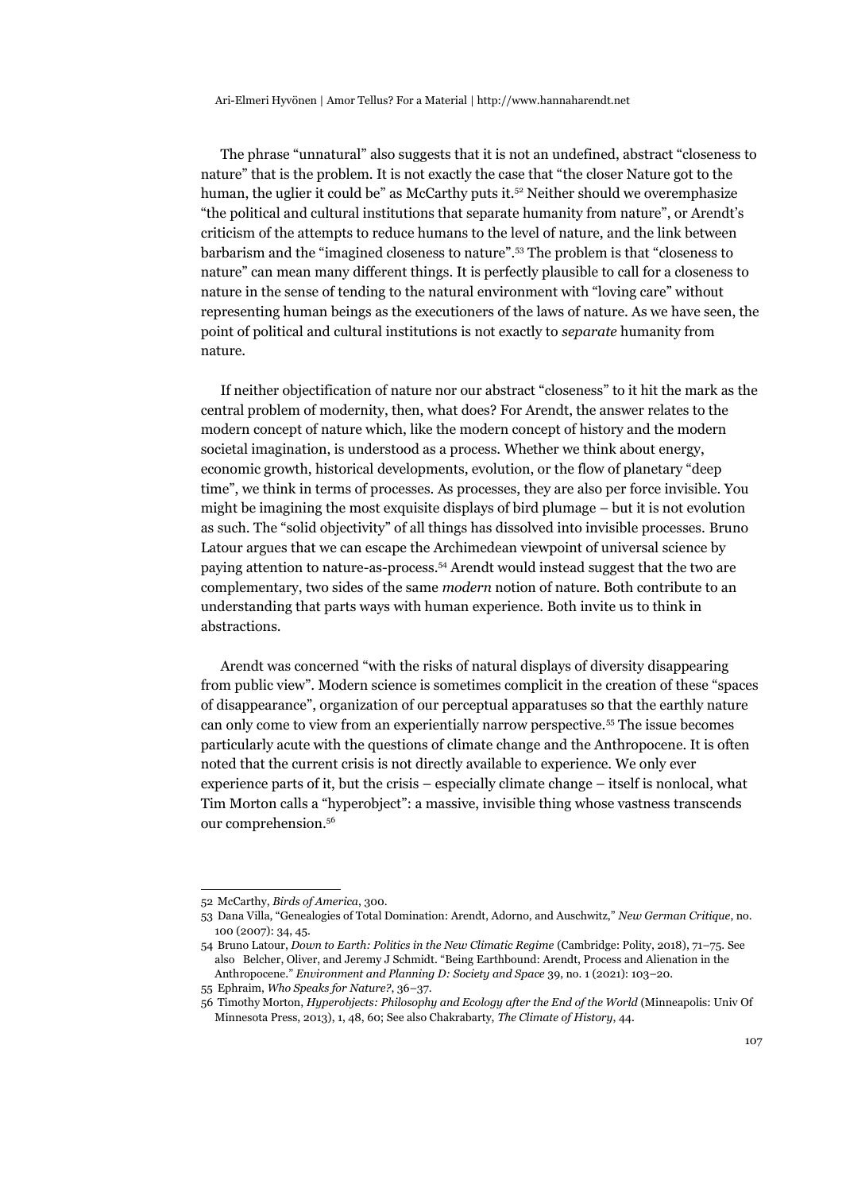The phrase "unnatural" also suggests that it is not an undefined, abstract "closeness to nature" that is the problem. It is not exactly the case that "the closer Nature got to the human, the uglier it could be" as McCarthy puts it.[52] Neither should we overemphasize "the political and cultural institutions that separate humanity from nature", or Arendt's criticism of the attempts to reduce humans to the level of nature, and the link between barbarism and the "imagined closeness to nature".[53] The problem is that "closeness to nature" can mean many different things. It is perfectly plausible to call for a closeness to nature in the sense of tending to the natural environment with "loving care" without representing human beings as the executioners of the laws of nature. As we have seen, the point of political and cultural institutions is not exactly to *separate* humanity from nature.

If neither objectification of nature nor our abstract "closeness" to it hit the mark as the central problem of modernity, then, what does? For Arendt, the answer relates to the modern concept of nature which, like the modern concept of history and the modern societal imagination, is understood as a process. Whether we think about energy, economic growth, historical developments, evolution, or the flow of planetary "deep time", we think in terms of processes. As processes, they are also per force invisible. You might be imagining the most exquisite displays of bird plumage – but it is not evolution as such. The "solid objectivity" of all things has dissolved into invisible processes. Bruno Latour argues that we can escape the Archimedean viewpoint of universal science by paying attention to nature-as-process.[54] Arendt would instead suggest that the two are complementary, two sides of the same *modern* notion of nature. Both contribute to an understanding that parts ways with human experience. Both invite us to think in abstractions.

Arendt was concerned "with the risks of natural displays of diversity disappearing from public view". Modern science is sometimes complicit in the creation of these "spaces of disappearance", organization of our perceptual apparatuses so that the earthly nature can only come to view from an experientially narrow perspective.[55] The issue becomes particularly acute with the questions of climate change and the Anthropocene. It is often noted that the current crisis is not directly available to experience. We only ever experience parts of it, but the crisis – especially climate change – itself is nonlocal, what Tim Morton calls a "hyperobject": a massive, invisible thing whose vastness transcends our comprehension.[56]

---

52 McCarthy, *Birds of America*, 300.

53 Dana Villa, "Genealogies of Total Domination: Arendt, Adorno, and Auschwitz," *New German Critique*, no. 100 (2007): 34, 45.

54 Bruno Latour, *Down to Earth: Politics in the New Climatic Regime* (Cambridge: Polity, 2018), 71–75. See also Belcher, Oliver, and Jeremy J Schmidt. "Being Earthbound: Arendt, Process and Alienation in the Anthropocene." *Environment and Planning D: Society and Space* 39, no. 1 (2021): 103–20.

55 Ephraim, *Who Speaks for Nature?*, 36–37.

56 Timothy Morton, *Hyperobjects: Philosophy and Ecology after the End of the World* (Minneapolis: Univ Of Minnesota Press, 2013), 1, 48, 60; See also Chakrabarty, *The Climate of History*, 44.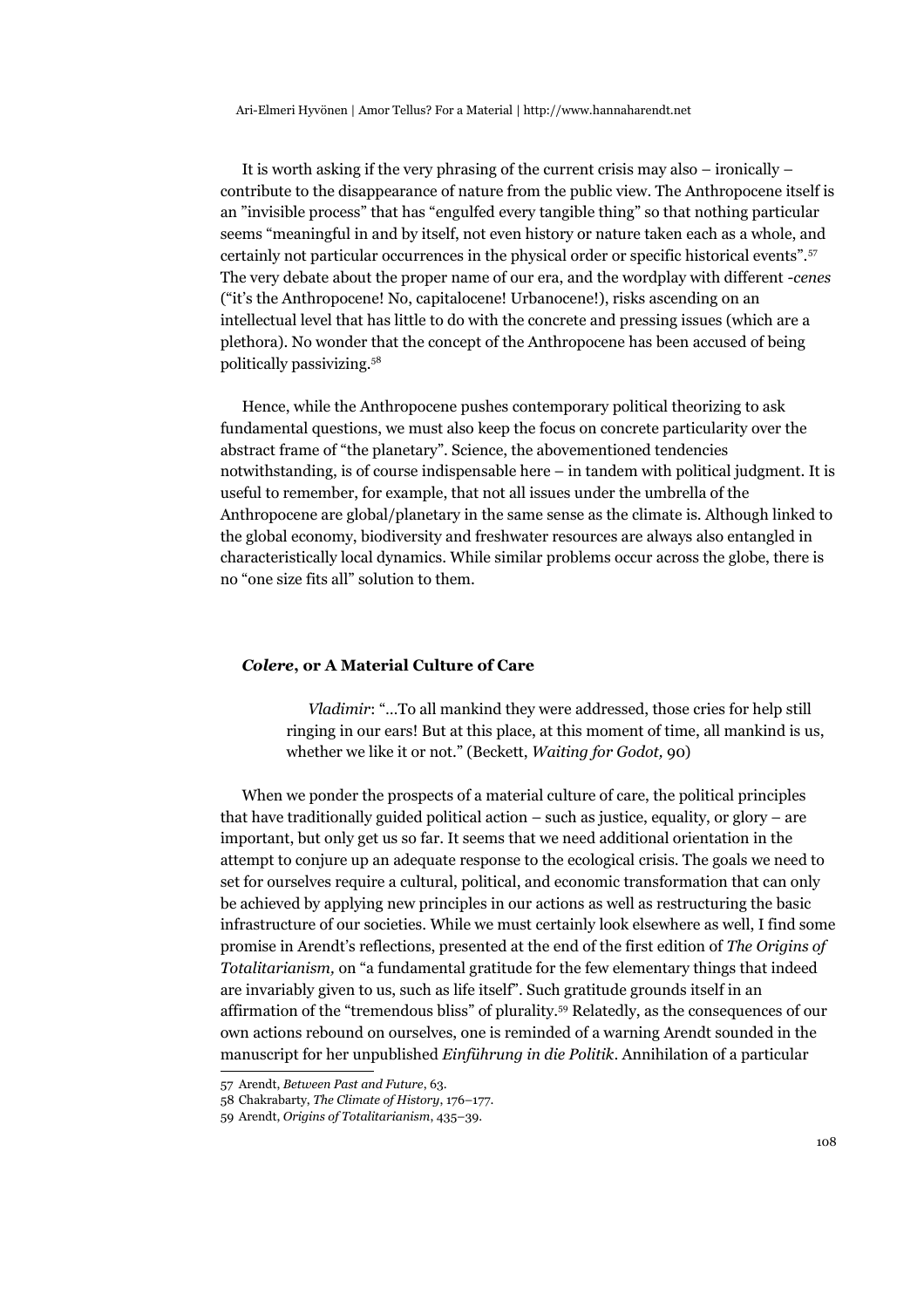It is worth asking if the very phrasing of the current crisis may also – ironically – contribute to the disappearance of nature from the public view. The Anthropocene itself is an "invisible process" that has "engulfed every tangible thing" so that nothing particular seems "meaningful in and by itself, not even history or nature taken each as a whole, and certainly not particular occurrences in the physical order or specific historical events".[57] The very debate about the proper name of our era, and the wordplay with different *-cenes* ("it's the Anthropocene! No, capitalocene! Urbanocene!), risks ascending on an intellectual level that has little to do with the concrete and pressing issues (which are a plethora). No wonder that the concept of the Anthropocene has been accused of being politically passivizing.[58]

Hence, while the Anthropocene pushes contemporary political theorizing to ask fundamental questions, we must also keep the focus on concrete particularity over the abstract frame of "the planetary". Science, the abovementioned tendencies notwithstanding, is of course indispensable here – in tandem with political judgment. It is useful to remember, for example, that not all issues under the umbrella of the Anthropocene are global/planetary in the same sense as the climate is. Although linked to the global economy, biodiversity and freshwater resources are always also entangled in characteristically local dynamics. While similar problems occur across the globe, there is no "one size fits all" solution to them.

## *Colere*, or A Material Culture of Care

> *Vladimir*: "…To all mankind they were addressed, those cries for help still ringing in our ears! But at this place, at this moment of time, all mankind is us, whether we like it or not." (Beckett, *Waiting for Godot,* 90)

When we ponder the prospects of a material culture of care, the political principles that have traditionally guided political action – such as justice, equality, or glory – are important, but only get us so far. It seems that we need additional orientation in the attempt to conjure up an adequate response to the ecological crisis. The goals we need to set for ourselves require a cultural, political, and economic transformation that can only be achieved by applying new principles in our actions as well as restructuring the basic infrastructure of our societies. While we must certainly look elsewhere as well, I find some promise in Arendt's reflections, presented at the end of the first edition of *The Origins of Totalitarianism,* on "a fundamental gratitude for the few elementary things that indeed are invariably given to us, such as life itself". Such gratitude grounds itself in an affirmation of the "tremendous bliss" of plurality.[59] Relatedly, as the consequences of our own actions rebound on ourselves, one is reminded of a warning Arendt sounded in the manuscript for her unpublished *Einführung in die Politik*. Annihilation of a particular

57 Arendt, *Between Past and Future*, 63.

58 Chakrabarty, *The Climate of History*, 176–177.

59 Arendt, *Origins of Totalitarianism*, 435–39.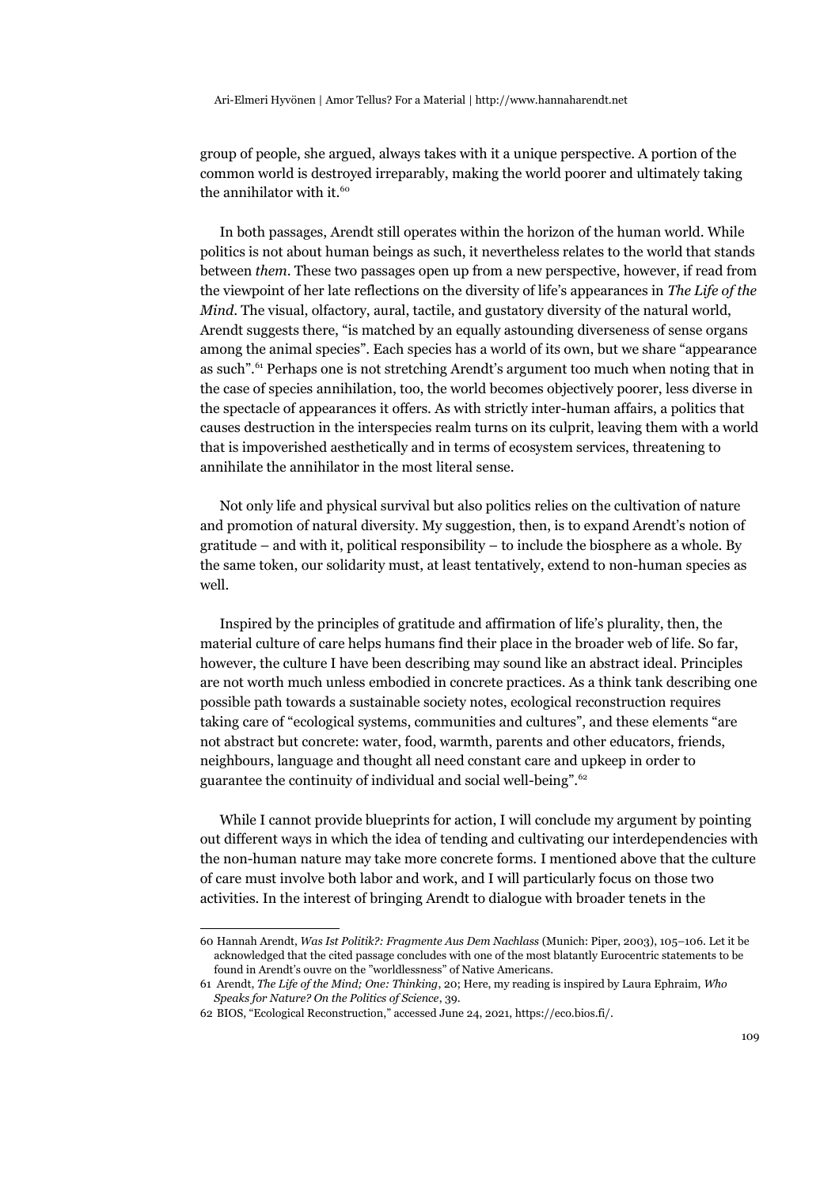group of people, she argued, always takes with it a unique perspective. A portion of the common world is destroyed irreparably, making the world poorer and ultimately taking the annihilator with it.[60]

In both passages, Arendt still operates within the horizon of the human world. While politics is not about human beings as such, it nevertheless relates to the world that stands between *them*. These two passages open up from a new perspective, however, if read from the viewpoint of her late reflections on the diversity of life's appearances in *The Life of the Mind*. The visual, olfactory, aural, tactile, and gustatory diversity of the natural world, Arendt suggests there, "is matched by an equally astounding diverseness of sense organs among the animal species". Each species has a world of its own, but we share "appearance as such".[61] Perhaps one is not stretching Arendt's argument too much when noting that in the case of species annihilation, too, the world becomes objectively poorer, less diverse in the spectacle of appearances it offers. As with strictly inter-human affairs, a politics that causes destruction in the interspecies realm turns on its culprit, leaving them with a world that is impoverished aesthetically and in terms of ecosystem services, threatening to annihilate the annihilator in the most literal sense.

Not only life and physical survival but also politics relies on the cultivation of nature and promotion of natural diversity. My suggestion, then, is to expand Arendt's notion of gratitude – and with it, political responsibility – to include the biosphere as a whole. By the same token, our solidarity must, at least tentatively, extend to non-human species as well.

Inspired by the principles of gratitude and affirmation of life's plurality, then, the material culture of care helps humans find their place in the broader web of life. So far, however, the culture I have been describing may sound like an abstract ideal. Principles are not worth much unless embodied in concrete practices. As a think tank describing one possible path towards a sustainable society notes, ecological reconstruction requires taking care of "ecological systems, communities and cultures", and these elements "are not abstract but concrete: water, food, warmth, parents and other educators, friends, neighbours, language and thought all need constant care and upkeep in order to guarantee the continuity of individual and social well-being".[62]

While I cannot provide blueprints for action, I will conclude my argument by pointing out different ways in which the idea of tending and cultivating our interdependencies with the non-human nature may take more concrete forms. I mentioned above that the culture of care must involve both labor and work, and I will particularly focus on those two activities. In the interest of bringing Arendt to dialogue with broader tenets in the

---

60 Hannah Arendt, *Was Ist Politik?: Fragmente Aus Dem Nachlass* (Munich: Piper, 2003), 105–106. Let it be acknowledged that the cited passage concludes with one of the most blatantly Eurocentric statements to be found in Arendt's ouvre on the "worldlessness" of Native Americans.

61 Arendt, *The Life of the Mind; One: Thinking*, 20; Here, my reading is inspired by Laura Ephraim, *Who Speaks for Nature? On the Politics of Science*, 39.

62 BIOS, "Ecological Reconstruction," accessed June 24, 2021, https://eco.bios.fi/.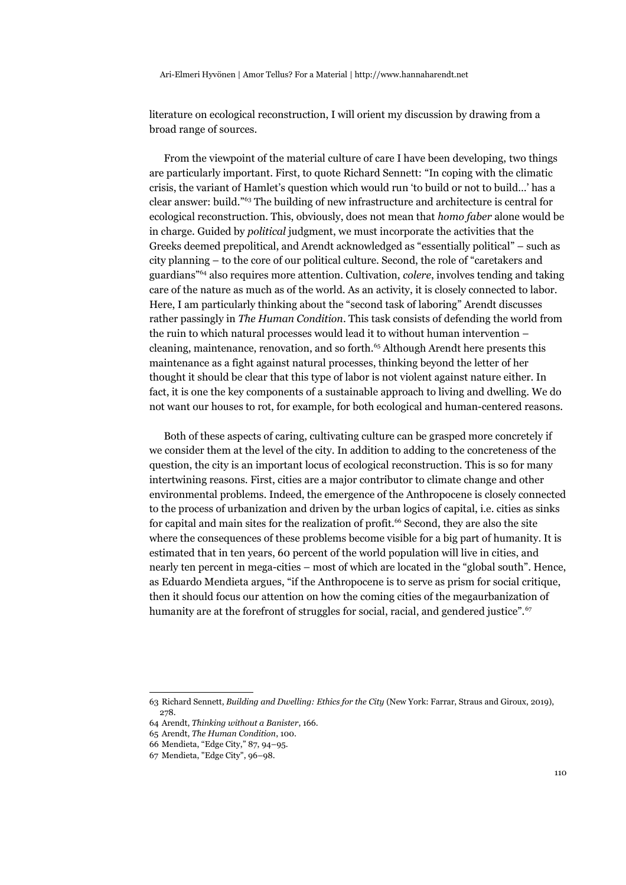literature on ecological reconstruction, I will orient my discussion by drawing from a broad range of sources.

From the viewpoint of the material culture of care I have been developing, two things are particularly important. First, to quote Richard Sennett: "In coping with the climatic crisis, the variant of Hamlet's question which would run 'to build or not to build…' has a clear answer: build."[63] The building of new infrastructure and architecture is central for ecological reconstruction. This, obviously, does not mean that *homo faber* alone would be in charge. Guided by *political* judgment, we must incorporate the activities that the Greeks deemed prepolitical, and Arendt acknowledged as "essentially political" – such as city planning – to the core of our political culture. Second, the role of "caretakers and guardians"[64] also requires more attention. Cultivation, *colere*, involves tending and taking care of the nature as much as of the world. As an activity, it is closely connected to labor. Here, I am particularly thinking about the "second task of laboring" Arendt discusses rather passingly in *The Human Condition*. This task consists of defending the world from the ruin to which natural processes would lead it to without human intervention – cleaning, maintenance, renovation, and so forth.[65] Although Arendt here presents this maintenance as a fight against natural processes, thinking beyond the letter of her thought it should be clear that this type of labor is not violent against nature either. In fact, it is one the key components of a sustainable approach to living and dwelling. We do not want our houses to rot, for example, for both ecological and human-centered reasons.

Both of these aspects of caring, cultivating culture can be grasped more concretely if we consider them at the level of the city. In addition to adding to the concreteness of the question, the city is an important locus of ecological reconstruction. This is so for many intertwining reasons. First, cities are a major contributor to climate change and other environmental problems. Indeed, the emergence of the Anthropocene is closely connected to the process of urbanization and driven by the urban logics of capital, i.e. cities as sinks for capital and main sites for the realization of profit.[66] Second, they are also the site where the consequences of these problems become visible for a big part of humanity. It is estimated that in ten years, 60 percent of the world population will live in cities, and nearly ten percent in mega-cities – most of which are located in the "global south". Hence, as Eduardo Mendieta argues, "if the Anthropocene is to serve as prism for social critique, then it should focus our attention on how the coming cities of the megaurbanization of humanity are at the forefront of struggles for social, racial, and gendered justice".[67]

---

63 Richard Sennett, *Building and Dwelling: Ethics for the City* (New York: Farrar, Straus and Giroux, 2019), 278.

64 Arendt, *Thinking without a Banister*, 166.

65 Arendt, *The Human Condition*, 100.

66 Mendieta, "Edge City," 87, 94–95.

67 Mendieta, "Edge City", 96–98.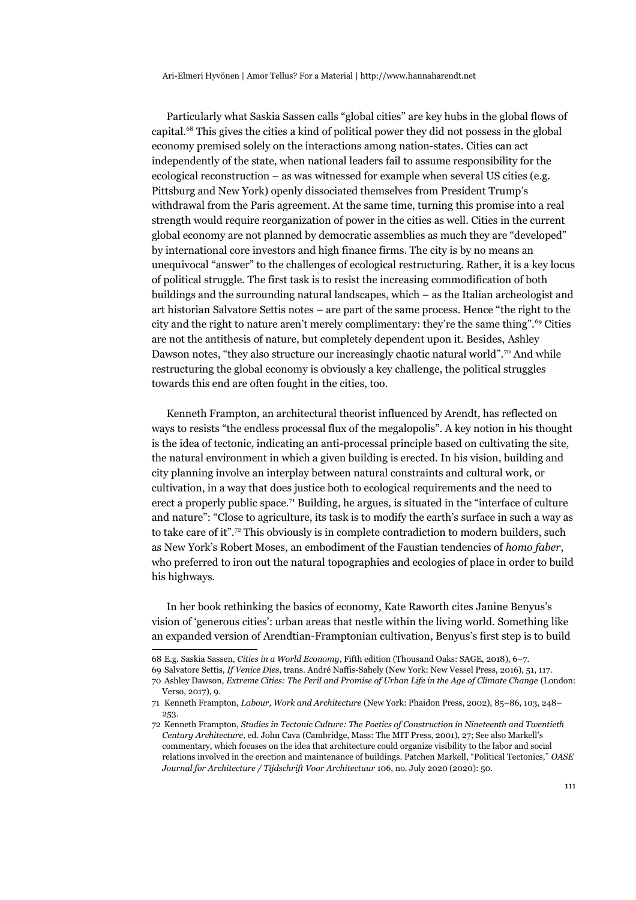Particularly what Saskia Sassen calls "global cities" are key hubs in the global flows of capital.[68] This gives the cities a kind of political power they did not possess in the global economy premised solely on the interactions among nation-states. Cities can act independently of the state, when national leaders fail to assume responsibility for the ecological reconstruction – as was witnessed for example when several US cities (e.g. Pittsburg and New York) openly dissociated themselves from President Trump's withdrawal from the Paris agreement. At the same time, turning this promise into a real strength would require reorganization of power in the cities as well. Cities in the current global economy are not planned by democratic assemblies as much they are "developed" by international core investors and high finance firms. The city is by no means an unequivocal "answer" to the challenges of ecological restructuring. Rather, it is a key locus of political struggle. The first task is to resist the increasing commodification of both buildings and the surrounding natural landscapes, which – as the Italian archeologist and art historian Salvatore Settis notes – are part of the same process. Hence "the right to the city and the right to nature aren't merely complimentary: they're the same thing".[69] Cities are not the antithesis of nature, but completely dependent upon it. Besides, Ashley Dawson notes, "they also structure our increasingly chaotic natural world".[70] And while restructuring the global economy is obviously a key challenge, the political struggles towards this end are often fought in the cities, too.

Kenneth Frampton, an architectural theorist influenced by Arendt, has reflected on ways to resists "the endless processal flux of the megalopolis". A key notion in his thought is the idea of tectonic, indicating an anti-processal principle based on cultivating the site, the natural environment in which a given building is erected. In his vision, building and city planning involve an interplay between natural constraints and cultural work, or cultivation, in a way that does justice both to ecological requirements and the need to erect a properly public space.[71] Building, he argues, is situated in the "interface of culture and nature": "Close to agriculture, its task is to modify the earth's surface in such a way as to take care of it".[72] This obviously is in complete contradiction to modern builders, such as New York's Robert Moses, an embodiment of the Faustian tendencies of *homo faber*, who preferred to iron out the natural topographies and ecologies of place in order to build his highways.

In her book rethinking the basics of economy, Kate Raworth cites Janine Benyus's vision of 'generous cities': urban areas that nestle within the living world. Something like an expanded version of Arendtian-Framptonian cultivation, Benyus's first step is to build

---

68 E.g. Saskia Sassen, *Cities in a World Economy*, Fifth edition (Thousand Oaks: SAGE, 2018), 6–7.

69 Salvatore Settis, *If Venice Dies*, trans. André Naffis-Sahely (New York: New Vessel Press, 2016), 51, 117.

70 Ashley Dawson, *Extreme Cities: The Peril and Promise of Urban Life in the Age of Climate Change* (London: Verso, 2017), 9.

71 Kenneth Frampton, *Labour, Work and Architecture* (New York: Phaidon Press, 2002), 85–86, 103, 248–253.

72 Kenneth Frampton, *Studies in Tectonic Culture: The Poetics of Construction in Nineteenth and Twentieth Century Architecture*, ed. John Cava (Cambridge, Mass: The MIT Press, 2001), 27; See also Markell's commentary, which focuses on the idea that architecture could organize visibility to the labor and social relations involved in the erection and maintenance of buildings. Patchen Markell, "Political Tectonics," *OASE Journal for Architecture / Tijdschrift Voor Architectuur* 106, no. July 2020 (2020): 50.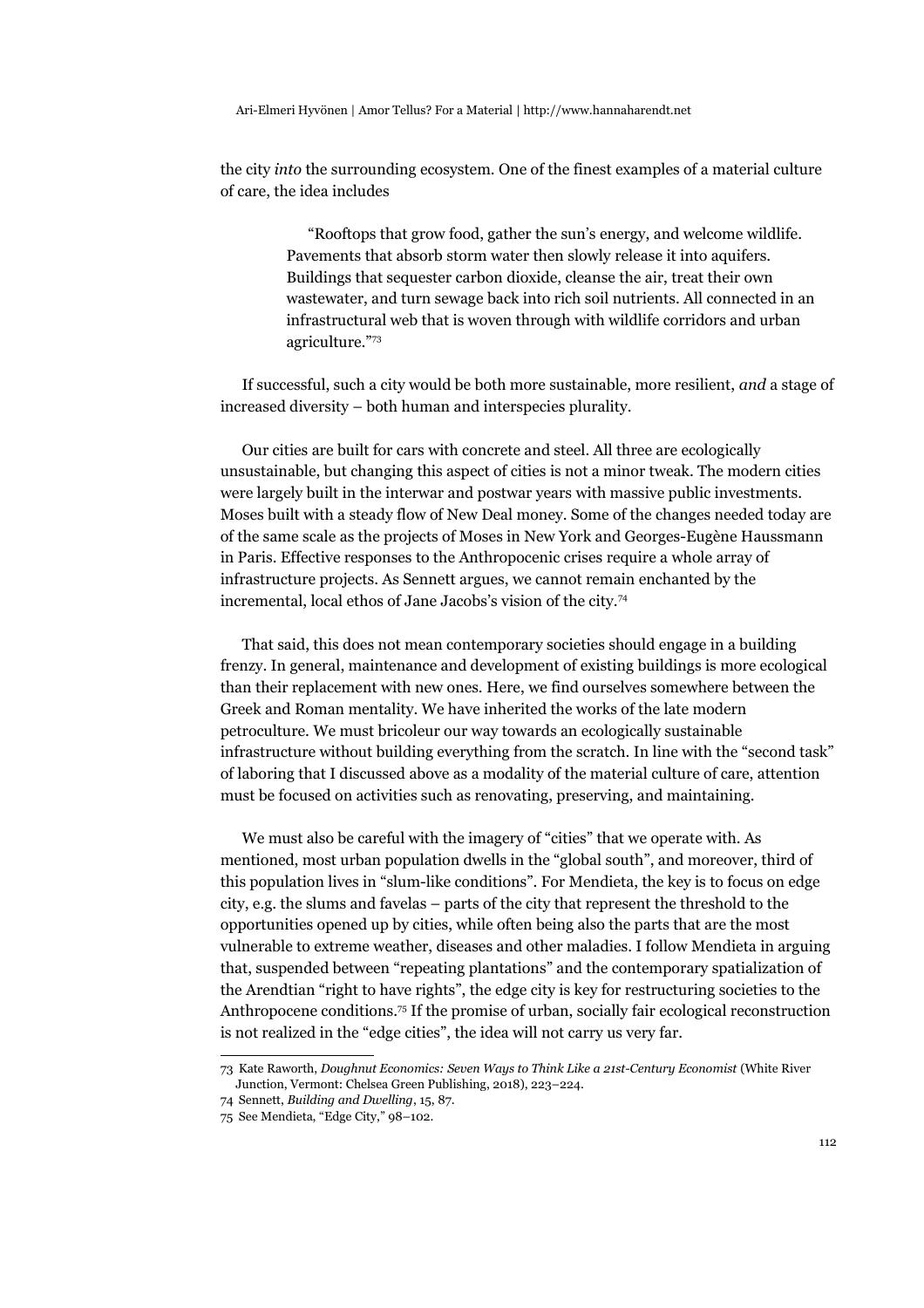the city *into* the surrounding ecosystem. One of the finest examples of a material culture of care, the idea includes

> "Rooftops that grow food, gather the sun's energy, and welcome wildlife. Pavements that absorb storm water then slowly release it into aquifers. Buildings that sequester carbon dioxide, cleanse the air, treat their own wastewater, and turn sewage back into rich soil nutrients. All connected in an infrastructural web that is woven through with wildlife corridors and urban agriculture."[73]

If successful, such a city would be both more sustainable, more resilient, *and* a stage of increased diversity – both human and interspecies plurality.

Our cities are built for cars with concrete and steel. All three are ecologically unsustainable, but changing this aspect of cities is not a minor tweak. The modern cities were largely built in the interwar and postwar years with massive public investments. Moses built with a steady flow of New Deal money. Some of the changes needed today are of the same scale as the projects of Moses in New York and Georges-Eugène Haussmann in Paris. Effective responses to the Anthropocenic crises require a whole array of infrastructure projects. As Sennett argues, we cannot remain enchanted by the incremental, local ethos of Jane Jacobs's vision of the city.[74]

That said, this does not mean contemporary societies should engage in a building frenzy. In general, maintenance and development of existing buildings is more ecological than their replacement with new ones. Here, we find ourselves somewhere between the Greek and Roman mentality. We have inherited the works of the late modern petroculture. We must bricoleur our way towards an ecologically sustainable infrastructure without building everything from the scratch. In line with the "second task" of laboring that I discussed above as a modality of the material culture of care, attention must be focused on activities such as renovating, preserving, and maintaining.

We must also be careful with the imagery of "cities" that we operate with. As mentioned, most urban population dwells in the "global south", and moreover, third of this population lives in "slum-like conditions". For Mendieta, the key is to focus on edge city, e.g. the slums and favelas – parts of the city that represent the threshold to the opportunities opened up by cities, while often being also the parts that are the most vulnerable to extreme weather, diseases and other maladies. I follow Mendieta in arguing that, suspended between "repeating plantations" and the contemporary spatialization of the Arendtian "right to have rights", the edge city is key for restructuring societies to the Anthropocene conditions.[75] If the promise of urban, socially fair ecological reconstruction is not realized in the "edge cities", the idea will not carry us very far.

---

73 Kate Raworth, *Doughnut Economics: Seven Ways to Think Like a 21st-Century Economist* (White River Junction, Vermont: Chelsea Green Publishing, 2018), 223–224.

74 Sennett, *Building and Dwelling*, 15, 87.

75 See Mendieta, "Edge City," 98–102.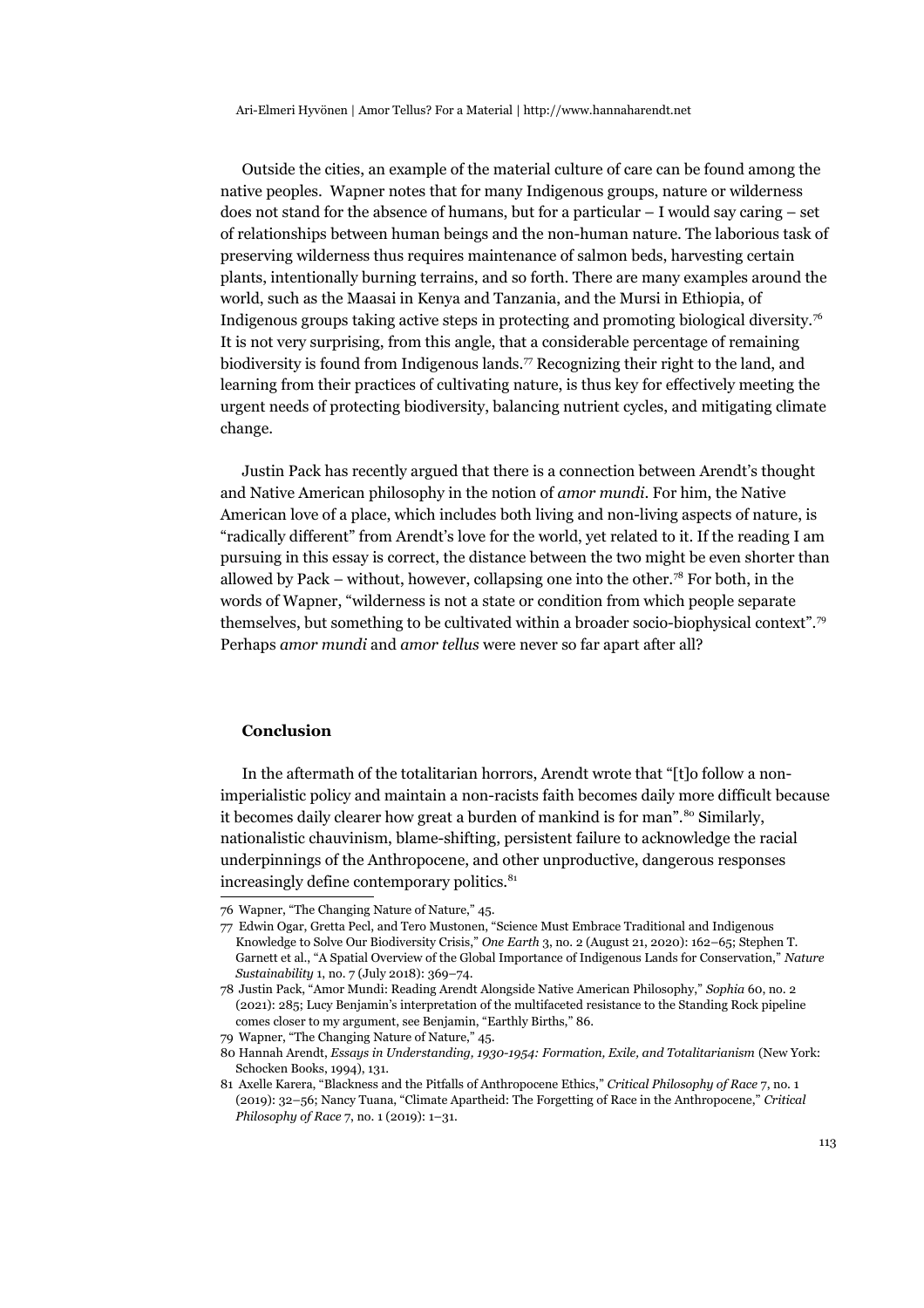Outside the cities, an example of the material culture of care can be found among the native peoples. Wapner notes that for many Indigenous groups, nature or wilderness does not stand for the absence of humans, but for a particular – I would say caring – set of relationships between human beings and the non-human nature. The laborious task of preserving wilderness thus requires maintenance of salmon beds, harvesting certain plants, intentionally burning terrains, and so forth. There are many examples around the world, such as the Maasai in Kenya and Tanzania, and the Mursi in Ethiopia, of Indigenous groups taking active steps in protecting and promoting biological diversity.[76] It is not very surprising, from this angle, that a considerable percentage of remaining biodiversity is found from Indigenous lands.[77] Recognizing their right to the land, and learning from their practices of cultivating nature, is thus key for effectively meeting the urgent needs of protecting biodiversity, balancing nutrient cycles, and mitigating climate change.

Justin Pack has recently argued that there is a connection between Arendt's thought and Native American philosophy in the notion of *amor mundi*. For him, the Native American love of a place, which includes both living and non-living aspects of nature, is "radically different" from Arendt's love for the world, yet related to it. If the reading I am pursuing in this essay is correct, the distance between the two might be even shorter than allowed by Pack – without, however, collapsing one into the other.[78] For both, in the words of Wapner, "wilderness is not a state or condition from which people separate themselves, but something to be cultivated within a broader socio-biophysical context".[79] Perhaps *amor mundi* and *amor tellus* were never so far apart after all?

## Conclusion

In the aftermath of the totalitarian horrors, Arendt wrote that "[t]o follow a non-imperialistic policy and maintain a non-racists faith becomes daily more difficult because it becomes daily clearer how great a burden of mankind is for man".[80] Similarly, nationalistic chauvinism, blame-shifting, persistent failure to acknowledge the racial underpinnings of the Anthropocene, and other unproductive, dangerous responses increasingly define contemporary politics.[81]

---

76 Wapner, "The Changing Nature of Nature," 45.

77 Edwin Ogar, Gretta Pecl, and Tero Mustonen, "Science Must Embrace Traditional and Indigenous Knowledge to Solve Our Biodiversity Crisis," *One Earth* 3, no. 2 (August 21, 2020): 162–65; Stephen T. Garnett et al., "A Spatial Overview of the Global Importance of Indigenous Lands for Conservation," *Nature Sustainability* 1, no. 7 (July 2018): 369–74.

78 Justin Pack, "Amor Mundi: Reading Arendt Alongside Native American Philosophy," *Sophia* 60, no. 2 (2021): 285; Lucy Benjamin's interpretation of the multifaceted resistance to the Standing Rock pipeline comes closer to my argument, see Benjamin, "Earthly Births," 86.

79 Wapner, "The Changing Nature of Nature," 45.

80 Hannah Arendt, *Essays in Understanding, 1930-1954: Formation, Exile, and Totalitarianism* (New York: Schocken Books, 1994), 131.

81 Axelle Karera, "Blackness and the Pitfalls of Anthropocene Ethics," *Critical Philosophy of Race* 7, no. 1 (2019): 32–56; Nancy Tuana, "Climate Apartheid: The Forgetting of Race in the Anthropocene," *Critical Philosophy of Race* 7, no. 1 (2019): 1–31.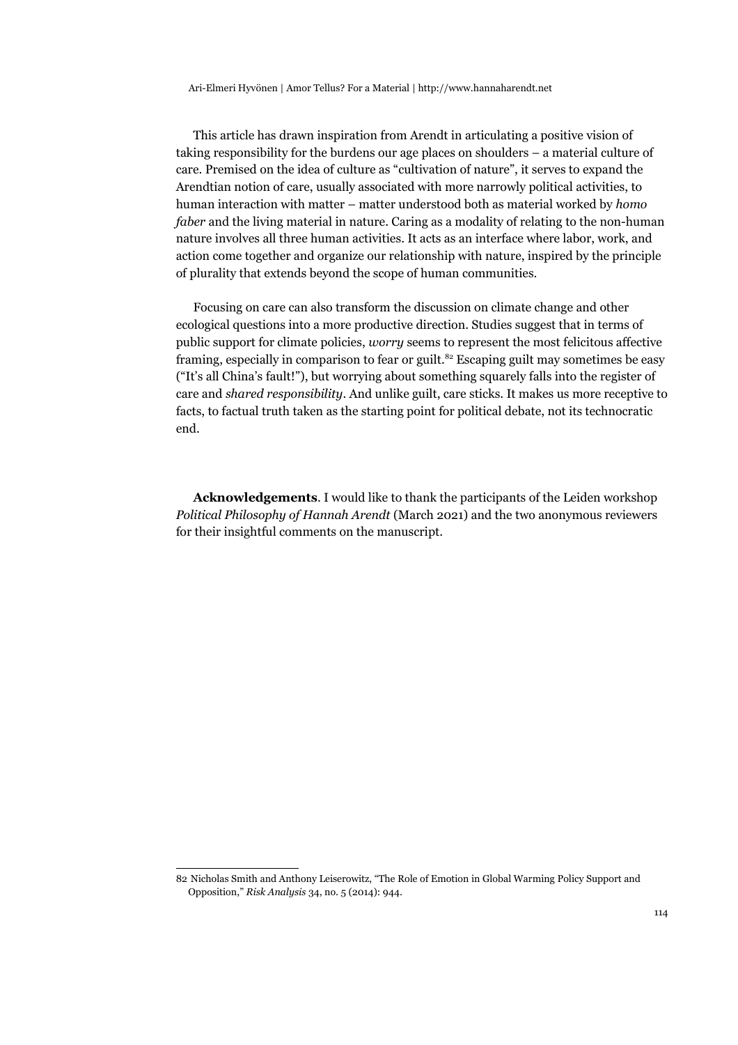This article has drawn inspiration from Arendt in articulating a positive vision of taking responsibility for the burdens our age places on shoulders – a material culture of care. Premised on the idea of culture as "cultivation of nature", it serves to expand the Arendtian notion of care, usually associated with more narrowly political activities, to human interaction with matter – matter understood both as material worked by *homo faber* and the living material in nature. Caring as a modality of relating to the non-human nature involves all three human activities. It acts as an interface where labor, work, and action come together and organize our relationship with nature, inspired by the principle of plurality that extends beyond the scope of human communities.

Focusing on care can also transform the discussion on climate change and other ecological questions into a more productive direction. Studies suggest that in terms of public support for climate policies, *worry* seems to represent the most felicitous affective framing, especially in comparison to fear or guilt.[82] Escaping guilt may sometimes be easy ("It's all China's fault!"), but worrying about something squarely falls into the register of care and *shared responsibility*. And unlike guilt, care sticks. It makes us more receptive to facts, to factual truth taken as the starting point for political debate, not its technocratic end.

**Acknowledgements**. I would like to thank the participants of the Leiden workshop *Political Philosophy of Hannah Arendt* (March 2021) and the two anonymous reviewers for their insightful comments on the manuscript.

---

82 Nicholas Smith and Anthony Leiserowitz, "The Role of Emotion in Global Warming Policy Support and Opposition," *Risk Analysis* 34, no. 5 (2014): 944.